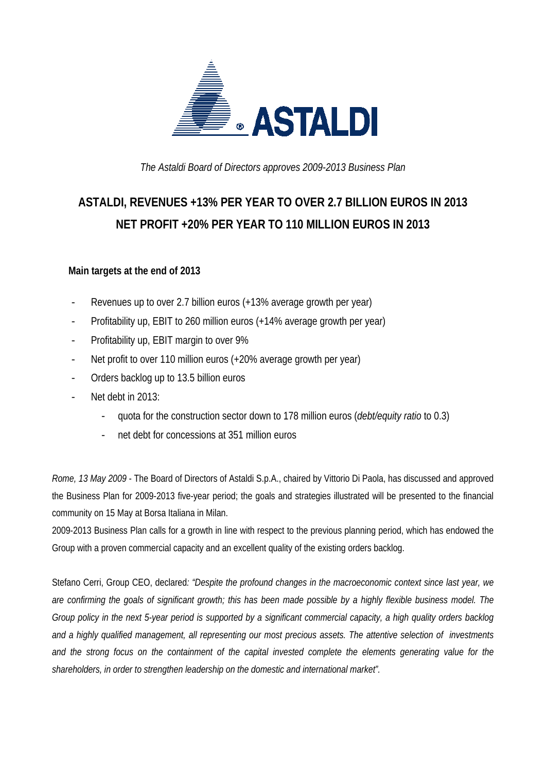*The Astaldi Board of Directors approves 2009-2013 Business Plan*

# ASTALDI, REVENUES +13% PER YEAR TO OVER 2.7 BILLION EUROS IN 2013 NET PROFIT +20% PER YEAR TO 110 MILLION EUROS IN 2013

**Main targets at the end of 2013**

- Revenues up to over 2.7 billion euros (+13% average growth per year)
- Profitability up, EBIT to 260 million euros (+14% average growth per year)
- Profitability up, EBIT margin to over 9%
- Net profit to over 110 million euros (+20% average growth per year)
- Orders backlog up to 13.5 billion euros
- Net debt in 2013:
  - quota for the construction sector down to 178 million euros (*debt/equity ratio* to 0.3)
  - net debt for concessions at 351 million euros

*Rome, 13 May 2009* - The Board of Directors of Astaldi S.p.A., chaired by Vittorio Di Paola, has discussed and approved the Business Plan for 2009-2013 five-year period; the goals and strategies illustrated will be presented to the financial community on 15 May at Borsa Italiana in Milan.

2009-2013 Business Plan calls for a growth in line with respect to the previous planning period, which has endowed the Group with a proven commercial capacity and an excellent quality of the existing orders backlog.

Stefano Cerri, Group CEO, declared: *"Despite the profound changes in the macroeconomic context since last year, we are confirming the goals of significant growth; this has been made possible by a highly flexible business model. The Group policy in the next 5-year period is supported by a significant commercial capacity, a high quality orders backlog and a highly qualified management, all representing our most precious assets. The attentive selection of investments and the strong focus on the containment of the capital invested complete the elements generating value for the shareholders, in order to strengthen leadership on the domestic and international market".*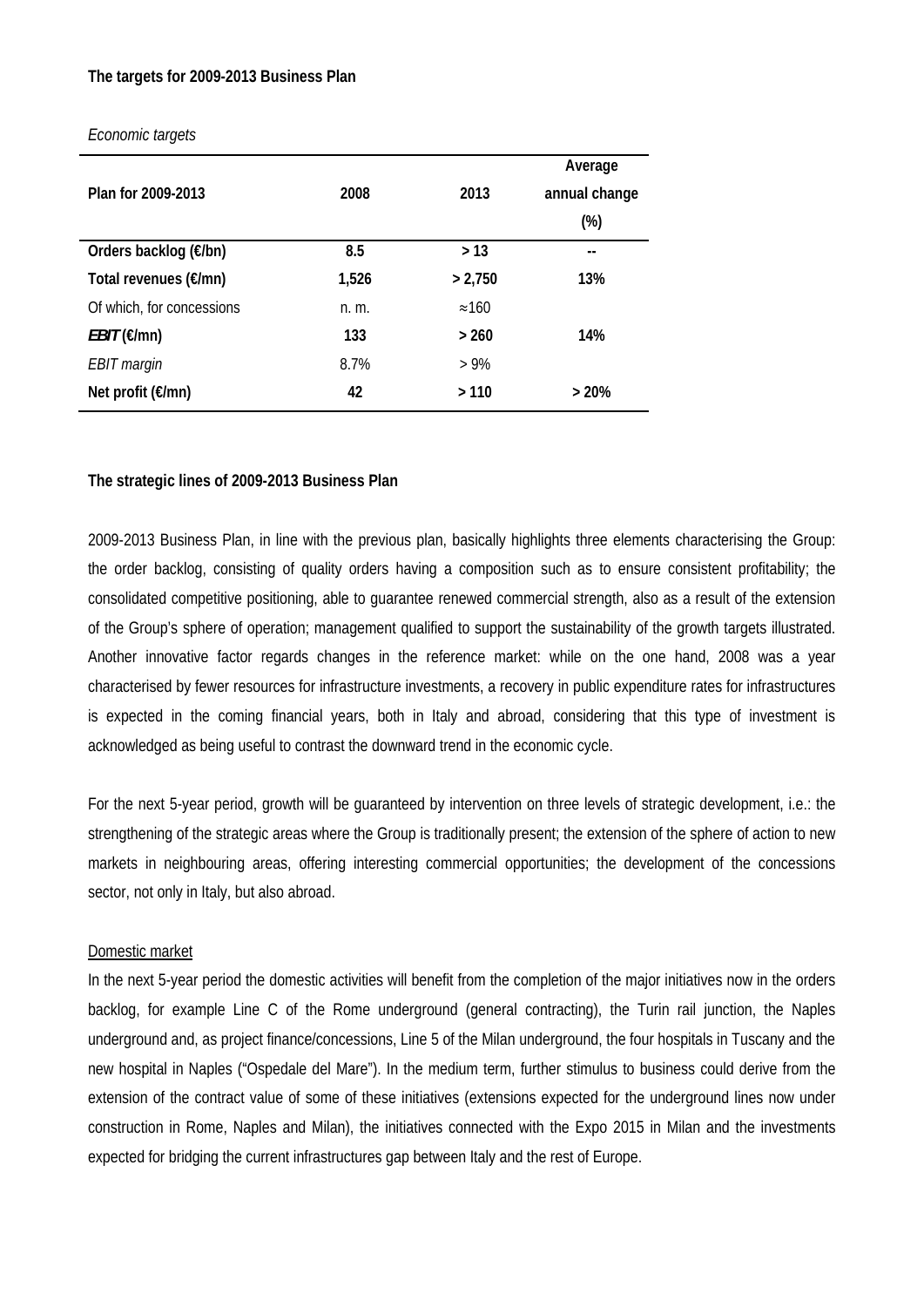**The targets for 2009-2013 Business Plan**

*Economic targets*

| Plan for 2009-2013 | 2008 | 2013 | Average annual change (%) |
|---|---|---|---|
| **Orders backlog (€/bn)** | **8.5** | **> 13** | **--** |
| **Total revenues (€/mn)** | **1,526** | **> 2,750** | **13%** |
| Of which, for concessions | n. m. | ≈160 | |
| ***EBIT* (€/mn)** | **133** | **> 260** | **14%** |
| *EBIT margin* | 8.7% | > 9% | |
| **Net profit (€/mn)** | **42** | **> 110** | **> 20%** |

**The strategic lines of 2009-2013 Business Plan**

2009-2013 Business Plan, in line with the previous plan, basically highlights three elements characterising the Group: the order backlog, consisting of quality orders having a composition such as to ensure consistent profitability; the consolidated competitive positioning, able to guarantee renewed commercial strength, also as a result of the extension of the Group's sphere of operation; management qualified to support the sustainability of the growth targets illustrated. Another innovative factor regards changes in the reference market: while on the one hand, 2008 was a year characterised by fewer resources for infrastructure investments, a recovery in public expenditure rates for infrastructures is expected in the coming financial years, both in Italy and abroad, considering that this type of investment is acknowledged as being useful to contrast the downward trend in the economic cycle.

For the next 5-year period, growth will be guaranteed by intervention on three levels of strategic development, i.e.: the strengthening of the strategic areas where the Group is traditionally present; the extension of the sphere of action to new markets in neighbouring areas, offering interesting commercial opportunities; the development of the concessions sector, not only in Italy, but also abroad.

<u>Domestic market</u>

In the next 5-year period the domestic activities will benefit from the completion of the major initiatives now in the orders backlog, for example Line C of the Rome underground (general contracting), the Turin rail junction, the Naples underground and, as project finance/concessions, Line 5 of the Milan underground, the four hospitals in Tuscany and the new hospital in Naples ("Ospedale del Mare"). In the medium term, further stimulus to business could derive from the extension of the contract value of some of these initiatives (extensions expected for the underground lines now under construction in Rome, Naples and Milan), the initiatives connected with the Expo 2015 in Milan and the investments expected for bridging the current infrastructures gap between Italy and the rest of Europe.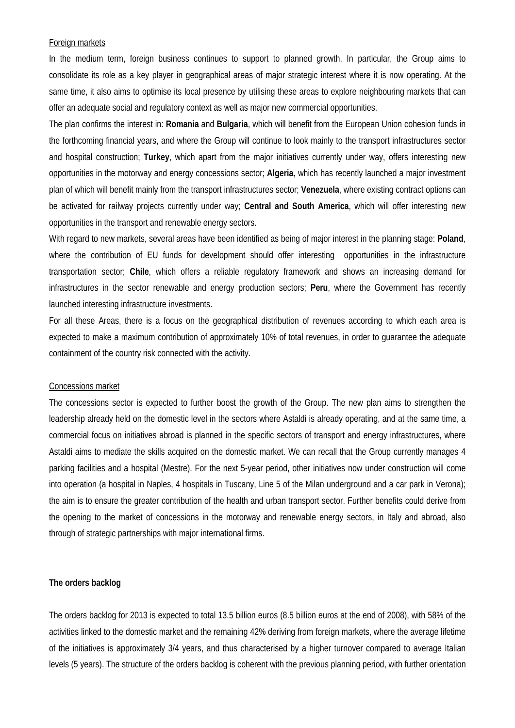Foreign markets

In the medium term, foreign business continues to support to planned growth. In particular, the Group aims to consolidate its role as a key player in geographical areas of major strategic interest where it is now operating. At the same time, it also aims to optimise its local presence by utilising these areas to explore neighbouring markets that can offer an adequate social and regulatory context as well as major new commercial opportunities.

The plan confirms the interest in: **Romania** and **Bulgaria**, which will benefit from the European Union cohesion funds in the forthcoming financial years, and where the Group will continue to look mainly to the transport infrastructures sector and hospital construction; **Turkey**, which apart from the major initiatives currently under way, offers interesting new opportunities in the motorway and energy concessions sector; **Algeria**, which has recently launched a major investment plan of which will benefit mainly from the transport infrastructures sector; **Venezuela**, where existing contract options can be activated for railway projects currently under way; **Central and South America**, which will offer interesting new opportunities in the transport and renewable energy sectors.

With regard to new markets, several areas have been identified as being of major interest in the planning stage: **Poland**, where the contribution of EU funds for development should offer interesting opportunities in the infrastructure transportation sector; **Chile**, which offers a reliable regulatory framework and shows an increasing demand for infrastructures in the sector renewable and energy production sectors; **Peru**, where the Government has recently launched interesting infrastructure investments.

For all these Areas, there is a focus on the geographical distribution of revenues according to which each area is expected to make a maximum contribution of approximately 10% of total revenues, in order to guarantee the adequate containment of the country risk connected with the activity.

Concessions market

The concessions sector is expected to further boost the growth of the Group. The new plan aims to strengthen the leadership already held on the domestic level in the sectors where Astaldi is already operating, and at the same time, a commercial focus on initiatives abroad is planned in the specific sectors of transport and energy infrastructures, where Astaldi aims to mediate the skills acquired on the domestic market. We can recall that the Group currently manages 4 parking facilities and a hospital (Mestre). For the next 5-year period, other initiatives now under construction will come into operation (a hospital in Naples, 4 hospitals in Tuscany, Line 5 of the Milan underground and a car park in Verona); the aim is to ensure the greater contribution of the health and urban transport sector. Further benefits could derive from the opening to the market of concessions in the motorway and renewable energy sectors, in Italy and abroad, also through of strategic partnerships with major international firms.

**The orders backlog**

The orders backlog for 2013 is expected to total 13.5 billion euros (8.5 billion euros at the end of 2008), with 58% of the activities linked to the domestic market and the remaining 42% deriving from foreign markets, where the average lifetime of the initiatives is approximately 3/4 years, and thus characterised by a higher turnover compared to average Italian levels (5 years). The structure of the orders backlog is coherent with the previous planning period, with further orientation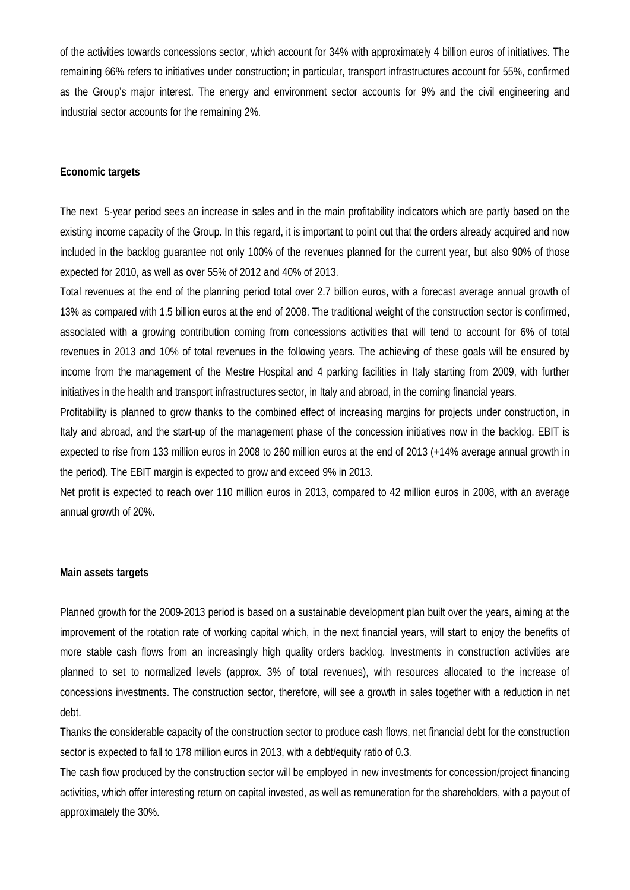of the activities towards concessions sector, which account for 34% with approximately 4 billion euros of initiatives. The remaining 66% refers to initiatives under construction; in particular, transport infrastructures account for 55%, confirmed as the Group's major interest. The energy and environment sector accounts for 9% and the civil engineering and industrial sector accounts for the remaining 2%.

**Economic targets**

The next 5-year period sees an increase in sales and in the main profitability indicators which are partly based on the existing income capacity of the Group. In this regard, it is important to point out that the orders already acquired and now included in the backlog guarantee not only 100% of the revenues planned for the current year, but also 90% of those expected for 2010, as well as over 55% of 2012 and 40% of 2013.

Total revenues at the end of the planning period total over 2.7 billion euros, with a forecast average annual growth of 13% as compared with 1.5 billion euros at the end of 2008. The traditional weight of the construction sector is confirmed, associated with a growing contribution coming from concessions activities that will tend to account for 6% of total revenues in 2013 and 10% of total revenues in the following years. The achieving of these goals will be ensured by income from the management of the Mestre Hospital and 4 parking facilities in Italy starting from 2009, with further initiatives in the health and transport infrastructures sector, in Italy and abroad, in the coming financial years.

Profitability is planned to grow thanks to the combined effect of increasing margins for projects under construction, in Italy and abroad, and the start-up of the management phase of the concession initiatives now in the backlog. EBIT is expected to rise from 133 million euros in 2008 to 260 million euros at the end of 2013 (+14% average annual growth in the period). The EBIT margin is expected to grow and exceed 9% in 2013.

Net profit is expected to reach over 110 million euros in 2013, compared to 42 million euros in 2008, with an average annual growth of 20%.

**Main assets targets**

Planned growth for the 2009-2013 period is based on a sustainable development plan built over the years, aiming at the improvement of the rotation rate of working capital which, in the next financial years, will start to enjoy the benefits of more stable cash flows from an increasingly high quality orders backlog. Investments in construction activities are planned to set to normalized levels (approx. 3% of total revenues), with resources allocated to the increase of concessions investments. The construction sector, therefore, will see a growth in sales together with a reduction in net debt.

Thanks the considerable capacity of the construction sector to produce cash flows, net financial debt for the construction sector is expected to fall to 178 million euros in 2013, with a debt/equity ratio of 0.3.

The cash flow produced by the construction sector will be employed in new investments for concession/project financing activities, which offer interesting return on capital invested, as well as remuneration for the shareholders, with a payout of approximately the 30%.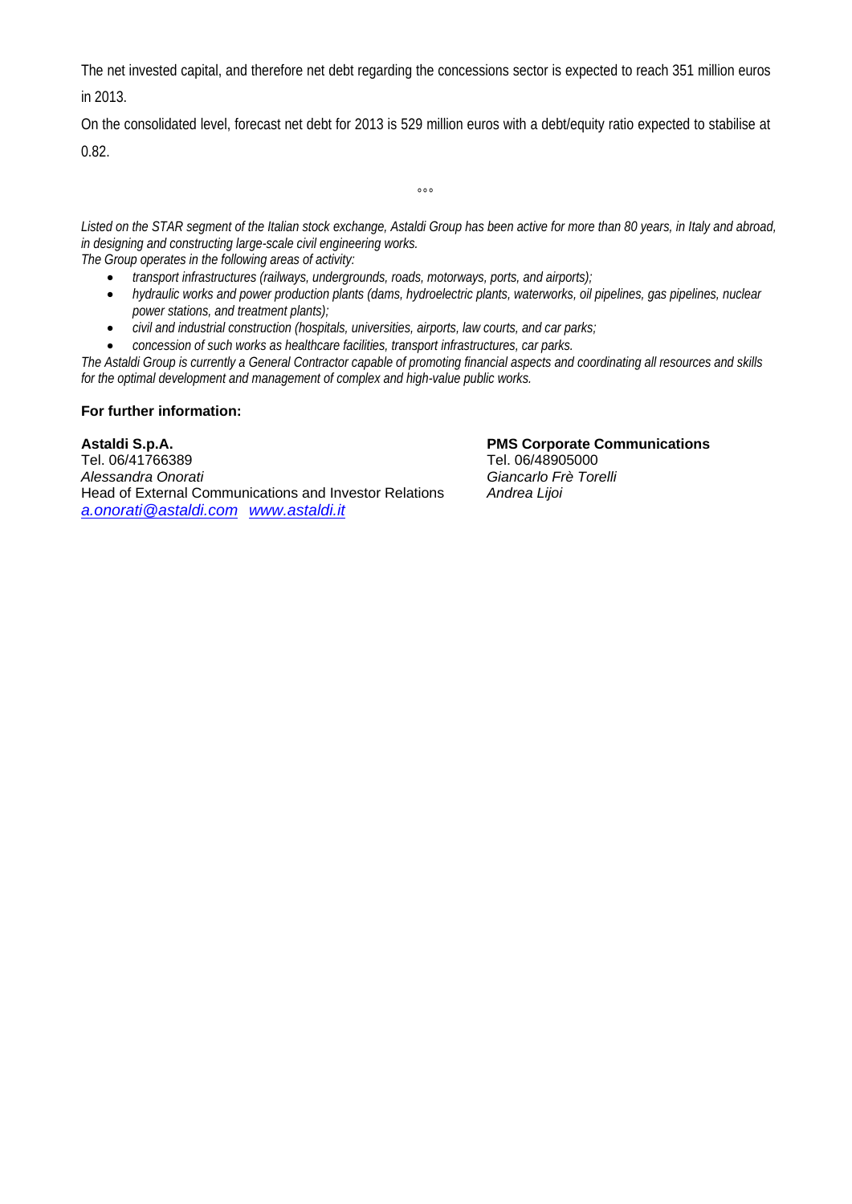The net invested capital, and therefore net debt regarding the concessions sector is expected to reach 351 million euros in 2013.

On the consolidated level, forecast net debt for 2013 is 529 million euros with a debt/equity ratio expected to stabilise at 0.82.

°°°

*Listed on the STAR segment of the Italian stock exchange, Astaldi Group has been active for more than 80 years, in Italy and abroad, in designing and constructing large-scale civil engineering works.*
*The Group operates in the following areas of activity:*

- *transport infrastructures (railways, undergrounds, roads, motorways, ports, and airports);*
- *hydraulic works and power production plants (dams, hydroelectric plants, waterworks, oil pipelines, gas pipelines, nuclear power stations, and treatment plants);*
- *civil and industrial construction (hospitals, universities, airports, law courts, and car parks;*
- *concession of such works as healthcare facilities, transport infrastructures, car parks.*

*The Astaldi Group is currently a General Contractor capable of promoting financial aspects and coordinating all resources and skills for the optimal development and management of complex and high-value public works.*

**For further information:**

**Astaldi S.p.A.**
Tel. 06/41766389
*Alessandra Onorati*
Head of External Communications and Investor Relations
*a.onorati@astaldi.com* *www.astaldi.it*

**PMS Corporate Communications**
Tel. 06/48905000
*Giancarlo Frè Torelli*
*Andrea Lijoi*